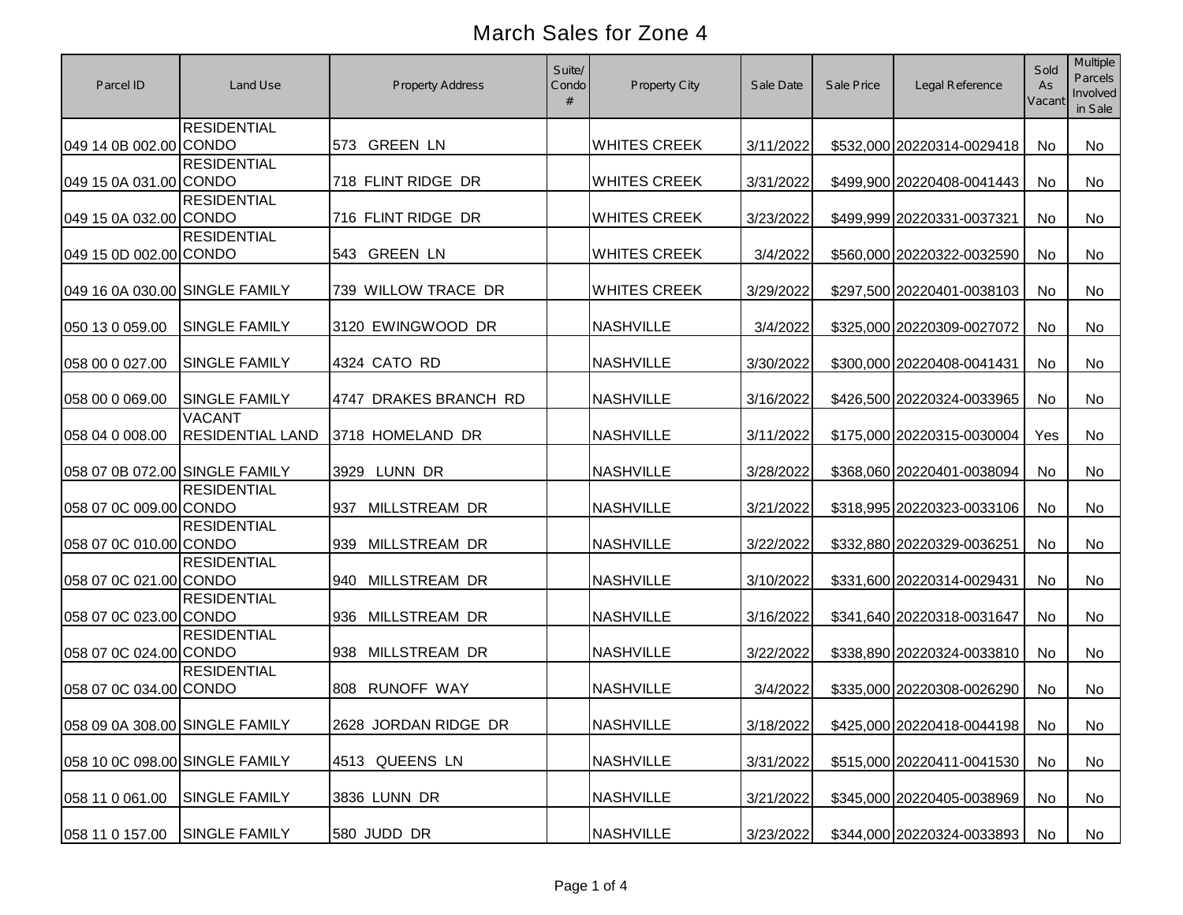# March Sales for Zone 4

| Parcel ID | Land Use | Property Address | Suite/ Condo # | Property City | Sale Date | Sale Price | Legal Reference | Sold As Vacant | Multiple Parcels Involved in Sale |
|---|---|---|---|---|---|---|---|---|---|
| 049 14 0B 002.00 | RESIDENTIAL CONDO | 573 GREEN LN | | WHITES CREEK | 3/11/2022 | $532,000 | 20220314-0029418 | No | No |
| 049 15 0A 031.00 | RESIDENTIAL CONDO | 718 FLINT RIDGE DR | | WHITES CREEK | 3/31/2022 | $499,900 | 20220408-0041443 | No | No |
| 049 15 0A 032.00 | RESIDENTIAL CONDO | 716 FLINT RIDGE DR | | WHITES CREEK | 3/23/2022 | $499,999 | 20220331-0037321 | No | No |
| 049 15 0D 002.00 | RESIDENTIAL CONDO | 543 GREEN LN | | WHITES CREEK | 3/4/2022 | $560,000 | 20220322-0032590 | No | No |
| 049 16 0A 030.00 | SINGLE FAMILY | 739 WILLOW TRACE DR | | WHITES CREEK | 3/29/2022 | $297,500 | 20220401-0038103 | No | No |
| 050 13 0 059.00 | SINGLE FAMILY | 3120 EWINGWOOD DR | | NASHVILLE | 3/4/2022 | $325,000 | 20220309-0027072 | No | No |
| 058 00 0 027.00 | SINGLE FAMILY | 4324 CATO RD | | NASHVILLE | 3/30/2022 | $300,000 | 20220408-0041431 | No | No |
| 058 00 0 069.00 | SINGLE FAMILY | 4747 DRAKES BRANCH RD | | NASHVILLE | 3/16/2022 | $426,500 | 20220324-0033965 | No | No |
| 058 04 0 008.00 | VACANT RESIDENTIAL LAND | 3718 HOMELAND DR | | NASHVILLE | 3/11/2022 | $175,000 | 20220315-0030004 | Yes | No |
| 058 07 0B 072.00 | SINGLE FAMILY | 3929 LUNN DR | | NASHVILLE | 3/28/2022 | $368,060 | 20220401-0038094 | No | No |
| 058 07 0C 009.00 | RESIDENTIAL CONDO | 937 MILLSTREAM DR | | NASHVILLE | 3/21/2022 | $318,995 | 20220323-0033106 | No | No |
| 058 07 0C 010.00 | RESIDENTIAL CONDO | 939 MILLSTREAM DR | | NASHVILLE | 3/22/2022 | $332,880 | 20220329-0036251 | No | No |
| 058 07 0C 021.00 | RESIDENTIAL CONDO | 940 MILLSTREAM DR | | NASHVILLE | 3/10/2022 | $331,600 | 20220314-0029431 | No | No |
| 058 07 0C 023.00 | RESIDENTIAL CONDO | 936 MILLSTREAM DR | | NASHVILLE | 3/16/2022 | $341,640 | 20220318-0031647 | No | No |
| 058 07 0C 024.00 | RESIDENTIAL CONDO | 938 MILLSTREAM DR | | NASHVILLE | 3/22/2022 | $338,890 | 20220324-0033810 | No | No |
| 058 07 0C 034.00 | RESIDENTIAL CONDO | 808 RUNOFF WAY | | NASHVILLE | 3/4/2022 | $335,000 | 20220308-0026290 | No | No |
| 058 09 0A 308.00 | SINGLE FAMILY | 2628 JORDAN RIDGE DR | | NASHVILLE | 3/18/2022 | $425,000 | 20220418-0044198 | No | No |
| 058 10 0C 098.00 | SINGLE FAMILY | 4513 QUEENS LN | | NASHVILLE | 3/31/2022 | $515,000 | 20220411-0041530 | No | No |
| 058 11 0 061.00 | SINGLE FAMILY | 3836 LUNN DR | | NASHVILLE | 3/21/2022 | $345,000 | 20220405-0038969 | No | No |
| 058 11 0 157.00 | SINGLE FAMILY | 580 JUDD DR | | NASHVILLE | 3/23/2022 | $344,000 | 20220324-0033893 | No | No |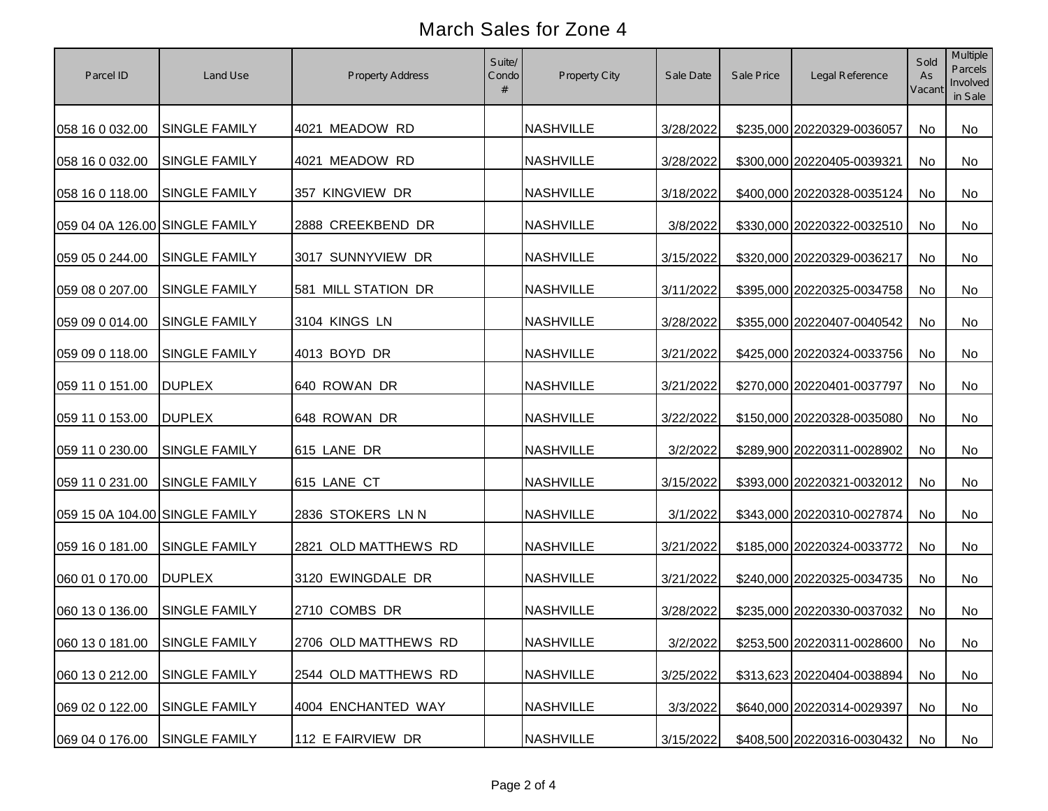# March Sales for Zone 4

| Parcel ID | Land Use | Property Address | Suite/ Condo # | Property City | Sale Date | Sale Price | Legal Reference | Sold As Vacant | Multiple Parcels Involved in Sale |
|---|---|---|---|---|---|---|---|---|---|
| 058 16 0 032.00 | SINGLE FAMILY | 4021 MEADOW RD | | NASHVILLE | 3/28/2022 | $235,000 | 20220329-0036057 | No | No |
| 058 16 0 032.00 | SINGLE FAMILY | 4021 MEADOW RD | | NASHVILLE | 3/28/2022 | $300,000 | 20220405-0039321 | No | No |
| 058 16 0 118.00 | SINGLE FAMILY | 357 KINGVIEW DR | | NASHVILLE | 3/18/2022 | $400,000 | 20220328-0035124 | No | No |
| 059 04 0A 126.00 | SINGLE FAMILY | 2888 CREEKBEND DR | | NASHVILLE | 3/8/2022 | $330,000 | 20220322-0032510 | No | No |
| 059 05 0 244.00 | SINGLE FAMILY | 3017 SUNNYVIEW DR | | NASHVILLE | 3/15/2022 | $320,000 | 20220329-0036217 | No | No |
| 059 08 0 207.00 | SINGLE FAMILY | 581 MILL STATION DR | | NASHVILLE | 3/11/2022 | $395,000 | 20220325-0034758 | No | No |
| 059 09 0 014.00 | SINGLE FAMILY | 3104 KINGS LN | | NASHVILLE | 3/28/2022 | $355,000 | 20220407-0040542 | No | No |
| 059 09 0 118.00 | SINGLE FAMILY | 4013 BOYD DR | | NASHVILLE | 3/21/2022 | $425,000 | 20220324-0033756 | No | No |
| 059 11 0 151.00 | DUPLEX | 640 ROWAN DR | | NASHVILLE | 3/21/2022 | $270,000 | 20220401-0037797 | No | No |
| 059 11 0 153.00 | DUPLEX | 648 ROWAN DR | | NASHVILLE | 3/22/2022 | $150,000 | 20220328-0035080 | No | No |
| 059 11 0 230.00 | SINGLE FAMILY | 615 LANE DR | | NASHVILLE | 3/2/2022 | $289,900 | 20220311-0028902 | No | No |
| 059 11 0 231.00 | SINGLE FAMILY | 615 LANE CT | | NASHVILLE | 3/15/2022 | $393,000 | 20220321-0032012 | No | No |
| 059 15 0A 104.00 | SINGLE FAMILY | 2836 STOKERS LN N | | NASHVILLE | 3/1/2022 | $343,000 | 20220310-0027874 | No | No |
| 059 16 0 181.00 | SINGLE FAMILY | 2821 OLD MATTHEWS RD | | NASHVILLE | 3/21/2022 | $185,000 | 20220324-0033772 | No | No |
| 060 01 0 170.00 | DUPLEX | 3120 EWINGDALE DR | | NASHVILLE | 3/21/2022 | $240,000 | 20220325-0034735 | No | No |
| 060 13 0 136.00 | SINGLE FAMILY | 2710 COMBS DR | | NASHVILLE | 3/28/2022 | $235,000 | 20220330-0037032 | No | No |
| 060 13 0 181.00 | SINGLE FAMILY | 2706 OLD MATTHEWS RD | | NASHVILLE | 3/2/2022 | $253,500 | 20220311-0028600 | No | No |
| 060 13 0 212.00 | SINGLE FAMILY | 2544 OLD MATTHEWS RD | | NASHVILLE | 3/25/2022 | $313,623 | 20220404-0038894 | No | No |
| 069 02 0 122.00 | SINGLE FAMILY | 4004 ENCHANTED WAY | | NASHVILLE | 3/3/2022 | $640,000 | 20220314-0029397 | No | No |
| 069 04 0 176.00 | SINGLE FAMILY | 112 E FAIRVIEW DR | | NASHVILLE | 3/15/2022 | $408,500 | 20220316-0030432 | No | No |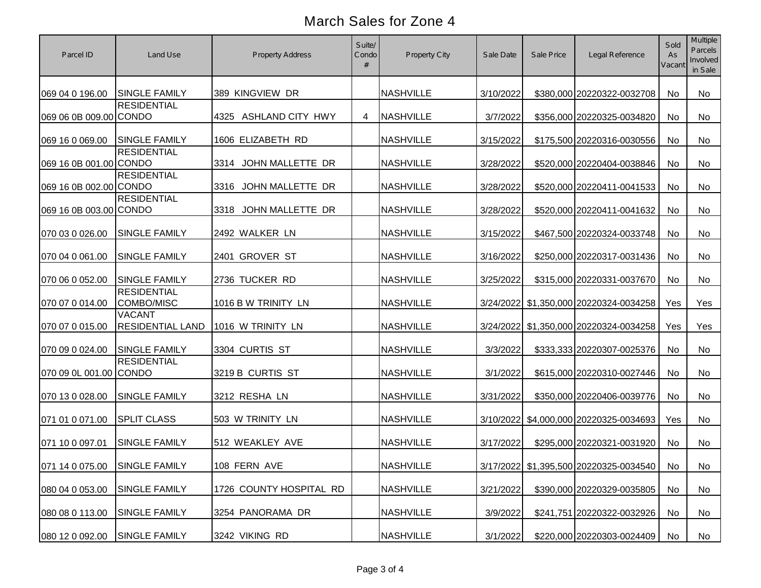# March Sales for Zone 4

| Parcel ID | Land Use | Property Address | Suite/ Condo # | Property City | Sale Date | Sale Price | Legal Reference | Sold As Vacant | Multiple Parcels Involved in Sale |
|---|---|---|---|---|---|---|---|---|---|
| 069 04 0 196.00 | SINGLE FAMILY | 389 KINGVIEW DR | | NASHVILLE | 3/10/2022 | $380,000 | 20220322-0032708 | No | No |
| 069 06 0B 009.00 | RESIDENTIAL CONDO | 4325 ASHLAND CITY HWY | 4 | NASHVILLE | 3/7/2022 | $356,000 | 20220325-0034820 | No | No |
| 069 16 0 069.00 | SINGLE FAMILY | 1606 ELIZABETH RD | | NASHVILLE | 3/15/2022 | $175,500 | 20220316-0030556 | No | No |
| 069 16 0B 001.00 | RESIDENTIAL CONDO | 3314 JOHN MALLETTE DR | | NASHVILLE | 3/28/2022 | $520,000 | 20220404-0038846 | No | No |
| 069 16 0B 002.00 | RESIDENTIAL CONDO | 3316 JOHN MALLETTE DR | | NASHVILLE | 3/28/2022 | $520,000 | 20220411-0041533 | No | No |
| 069 16 0B 003.00 | RESIDENTIAL CONDO | 3318 JOHN MALLETTE DR | | NASHVILLE | 3/28/2022 | $520,000 | 20220411-0041632 | No | No |
| 070 03 0 026.00 | SINGLE FAMILY | 2492 WALKER LN | | NASHVILLE | 3/15/2022 | $467,500 | 20220324-0033748 | No | No |
| 070 04 0 061.00 | SINGLE FAMILY | 2401 GROVER ST | | NASHVILLE | 3/16/2022 | $250,000 | 20220317-0031436 | No | No |
| 070 06 0 052.00 | SINGLE FAMILY | 2736 TUCKER RD | | NASHVILLE | 3/25/2022 | $315,000 | 20220331-0037670 | No | No |
| 070 07 0 014.00 | RESIDENTIAL COMBO/MISC | 1016 B W TRINITY LN | | NASHVILLE | 3/24/2022 | $1,350,000 | 20220324-0034258 | Yes | Yes |
| 070 07 0 015.00 | VACANT RESIDENTIAL LAND | 1016 W TRINITY LN | | NASHVILLE | 3/24/2022 | $1,350,000 | 20220324-0034258 | Yes | Yes |
| 070 09 0 024.00 | SINGLE FAMILY | 3304 CURTIS ST | | NASHVILLE | 3/3/2022 | $333,333 | 20220307-0025376 | No | No |
| 070 09 0L 001.00 | RESIDENTIAL CONDO | 3219 B CURTIS ST | | NASHVILLE | 3/1/2022 | $615,000 | 20220310-0027446 | No | No |
| 070 13 0 028.00 | SINGLE FAMILY | 3212 RESHA LN | | NASHVILLE | 3/31/2022 | $350,000 | 20220406-0039776 | No | No |
| 071 01 0 071.00 | SPLIT CLASS | 503 W TRINITY LN | | NASHVILLE | 3/10/2022 | $4,000,000 | 20220325-0034693 | Yes | No |
| 071 10 0 097.01 | SINGLE FAMILY | 512 WEAKLEY AVE | | NASHVILLE | 3/17/2022 | $295,000 | 20220321-0031920 | No | No |
| 071 14 0 075.00 | SINGLE FAMILY | 108 FERN AVE | | NASHVILLE | 3/17/2022 | $1,395,500 | 20220325-0034540 | No | No |
| 080 04 0 053.00 | SINGLE FAMILY | 1726 COUNTY HOSPITAL RD | | NASHVILLE | 3/21/2022 | $390,000 | 20220329-0035805 | No | No |
| 080 08 0 113.00 | SINGLE FAMILY | 3254 PANORAMA DR | | NASHVILLE | 3/9/2022 | $241,751 | 20220322-0032926 | No | No |
| 080 12 0 092.00 | SINGLE FAMILY | 3242 VIKING RD | | NASHVILLE | 3/1/2022 | $220,000 | 20220303-0024409 | No | No |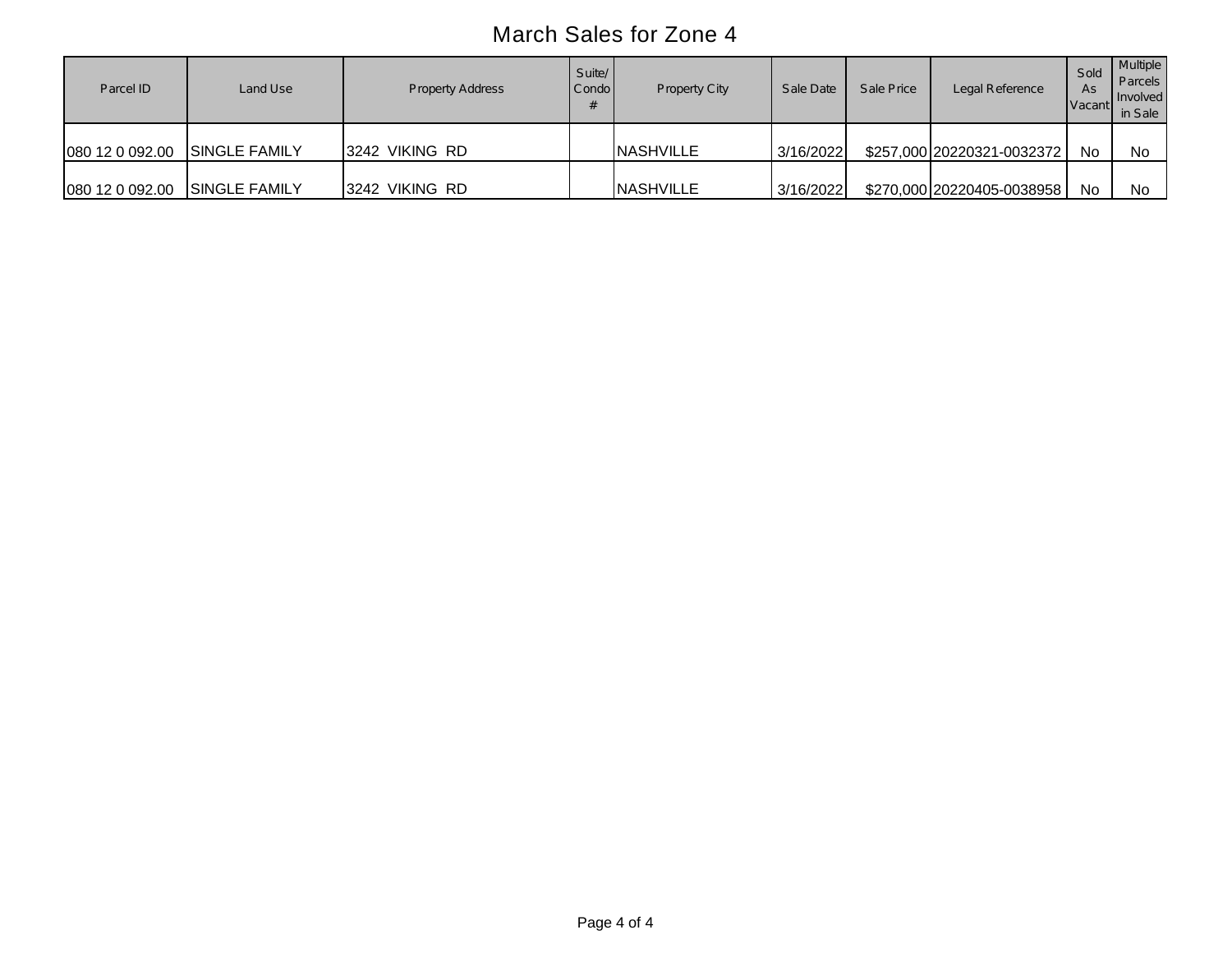# March Sales for Zone 4

| Parcel ID | Land Use | Property Address | Suite/ Condo # | Property City | Sale Date | Sale Price | Legal Reference | Sold As Vacant | Multiple Parcels Involved in Sale |
|---|---|---|---|---|---|---|---|---|---|
| 080 12 0 092.00 | SINGLE FAMILY | 3242 VIKING RD | | NASHVILLE | 3/16/2022 | $257,000 | 20220321-0032372 | No | No |
| 080 12 0 092.00 | SINGLE FAMILY | 3242 VIKING RD | | NASHVILLE | 3/16/2022 | $270,000 | 20220405-0038958 | No | No |